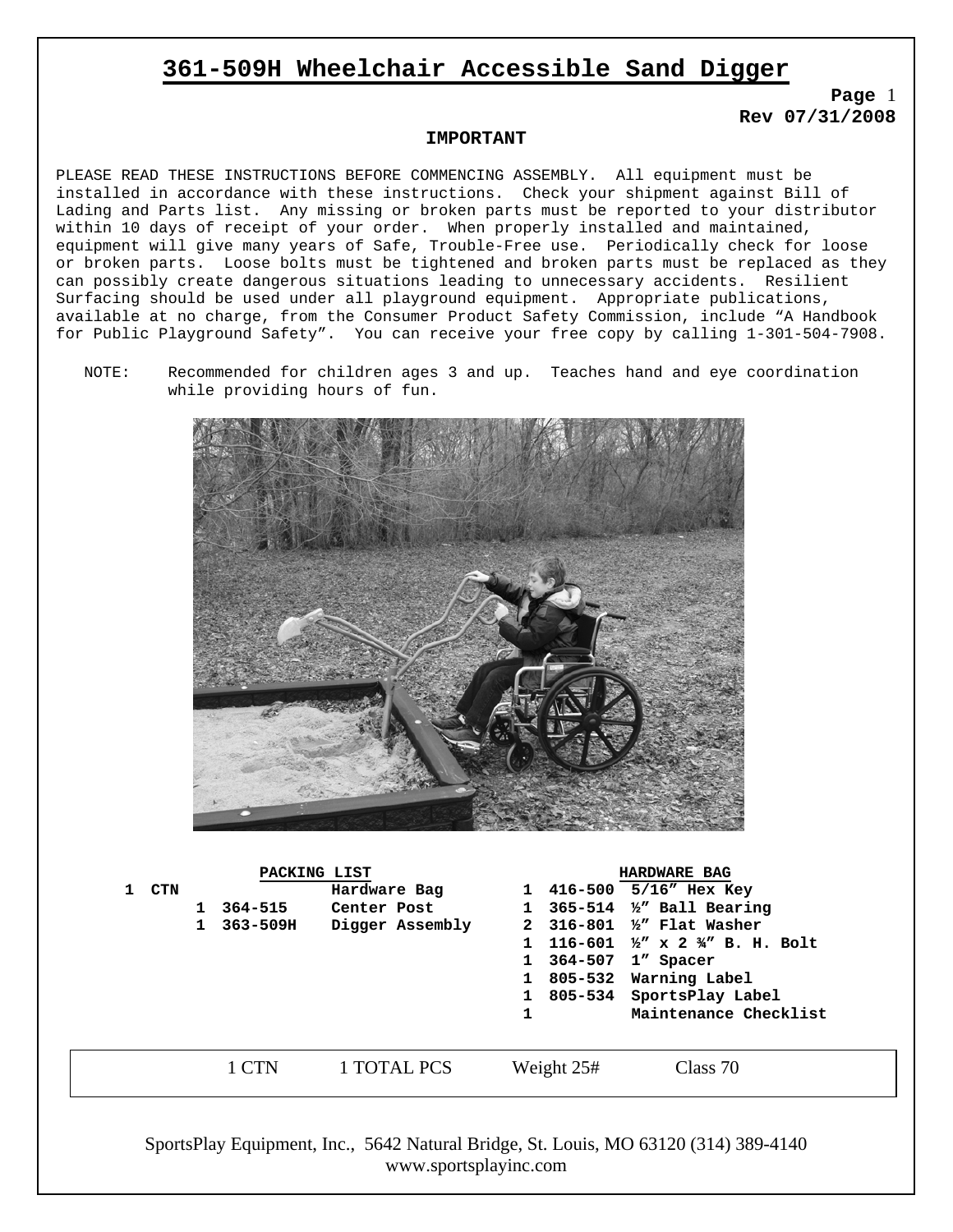# 361-509H Wheelchair Accessible Sand Digger

**Page** 1
**Rev 07/31/2008**

**IMPORTANT**

PLEASE READ THESE INSTRUCTIONS BEFORE COMMENCING ASSEMBLY. All equipment must be installed in accordance with these instructions. Check your shipment against Bill of Lading and Parts list. Any missing or broken parts must be reported to your distributor within 10 days of receipt of your order. When properly installed and maintained, equipment will give many years of Safe, Trouble-Free use. Periodically check for loose or broken parts. Loose bolts must be tightened and broken parts must be replaced as they can possibly create dangerous situations leading to unnecessary accidents. Resilient Surfacing should be used under all playground equipment. Appropriate publications, available at no charge, from the Consumer Product Safety Commission, include "A Handbook for Public Playground Safety". You can receive your free copy by calling 1-301-504-7908.

NOTE: Recommended for children ages 3 and up. Teaches hand and eye coordination while providing hours of fun.

**PACKING LIST**

| Qty | | Part No. | Description |
|---|---|---|---|
| 1 | CTN | | Hardware Bag |
| | 1 | 364-515 | Center Post |
| | 1 | 363-509H | Digger Assembly |

**HARDWARE BAG**

| Qty | Part No. | Description |
|---|---|---|
| 1 | 416-500 | 5/16" Hex Key |
| 1 | 365-514 | ½" Ball Bearing |
| 2 | 316-801 | ½" Flat Washer |
| 1 | 116-601 | ½" x 2 ¾" B. H. Bolt |
| 1 | 364-507 | 1" Spacer |
| 1 | 805-532 | Warning Label |
| 1 | 805-534 | SportsPlay Label |
| 1 | | Maintenance Checklist |

| 1 CTN | 1 TOTAL PCS | Weight 25# | Class 70 |
|---|---|---|---|

SportsPlay Equipment, Inc., 5642 Natural Bridge, St. Louis, MO 63120 (314) 389-4140
www.sportsplayinc.com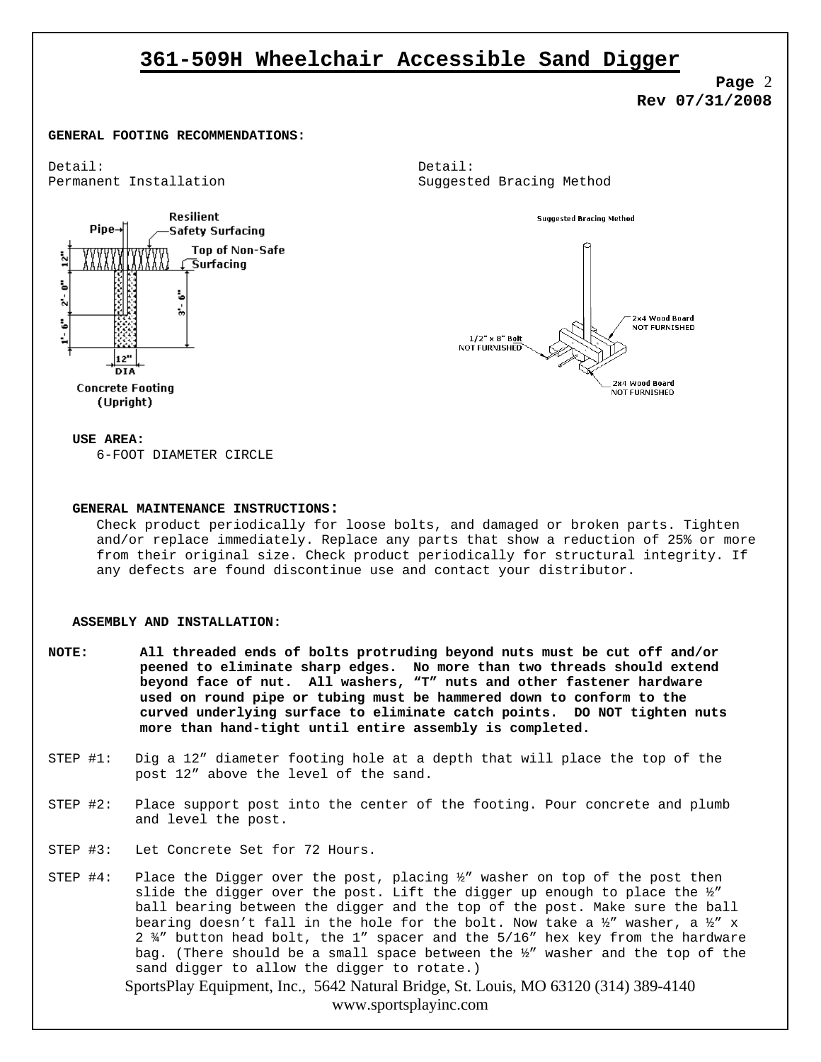# 361-509H Wheelchair Accessible Sand Digger

**Page** 2
**Rev 07/31/2008**

**GENERAL FOOTING RECOMMENDATIONS:**

Detail:
Permanent Installation

Resilient Safety Surfacing
Pipe
Top of Non-Safe Surfacing
12"
2'- 0"
1'- 6"
3'- 6"
12" DIA
Concrete Footing (Upright)

Detail:
Suggested Bracing Method

Suggested Bracing Method
2x4 Wood Board NOT FURNISHED
1/2" x 8" Bolt NOT FURNISHED
2x4 Wood Board NOT FURNISHED

**USE AREA:**
6-FOOT DIAMETER CIRCLE

**GENERAL MAINTENANCE INSTRUCTIONS:**
Check product periodically for loose bolts, and damaged or broken parts. Tighten and/or replace immediately. Replace any parts that show a reduction of 25% or more from their original size. Check product periodically for structural integrity. If any defects are found discontinue use and contact your distributor.

**ASSEMBLY AND INSTALLATION:**

**NOTE: All threaded ends of bolts protruding beyond nuts must be cut off and/or peened to eliminate sharp edges. No more than two threads should extend beyond face of nut. All washers, "T" nuts and other fastener hardware used on round pipe or tubing must be hammered down to conform to the curved underlying surface to eliminate catch points. DO NOT tighten nuts more than hand-tight until entire assembly is completed.**

STEP #1: Dig a 12" diameter footing hole at a depth that will place the top of the post 12" above the level of the sand.

STEP #2: Place support post into the center of the footing. Pour concrete and plumb and level the post.

STEP #3: Let Concrete Set for 72 Hours.

STEP #4: Place the Digger over the post, placing ½" washer on top of the post then slide the digger over the post. Lift the digger up enough to place the ½" ball bearing between the digger and the top of the post. Make sure the ball bearing doesn't fall in the hole for the bolt. Now take a ½" washer, a ½" x 2 ¾" button head bolt, the 1" spacer and the 5/16" hex key from the hardware bag. (There should be a small space between the ½" washer and the top of the sand digger to allow the digger to rotate.)

SportsPlay Equipment, Inc., 5642 Natural Bridge, St. Louis, MO 63120 (314) 389-4140
www.sportsplayinc.com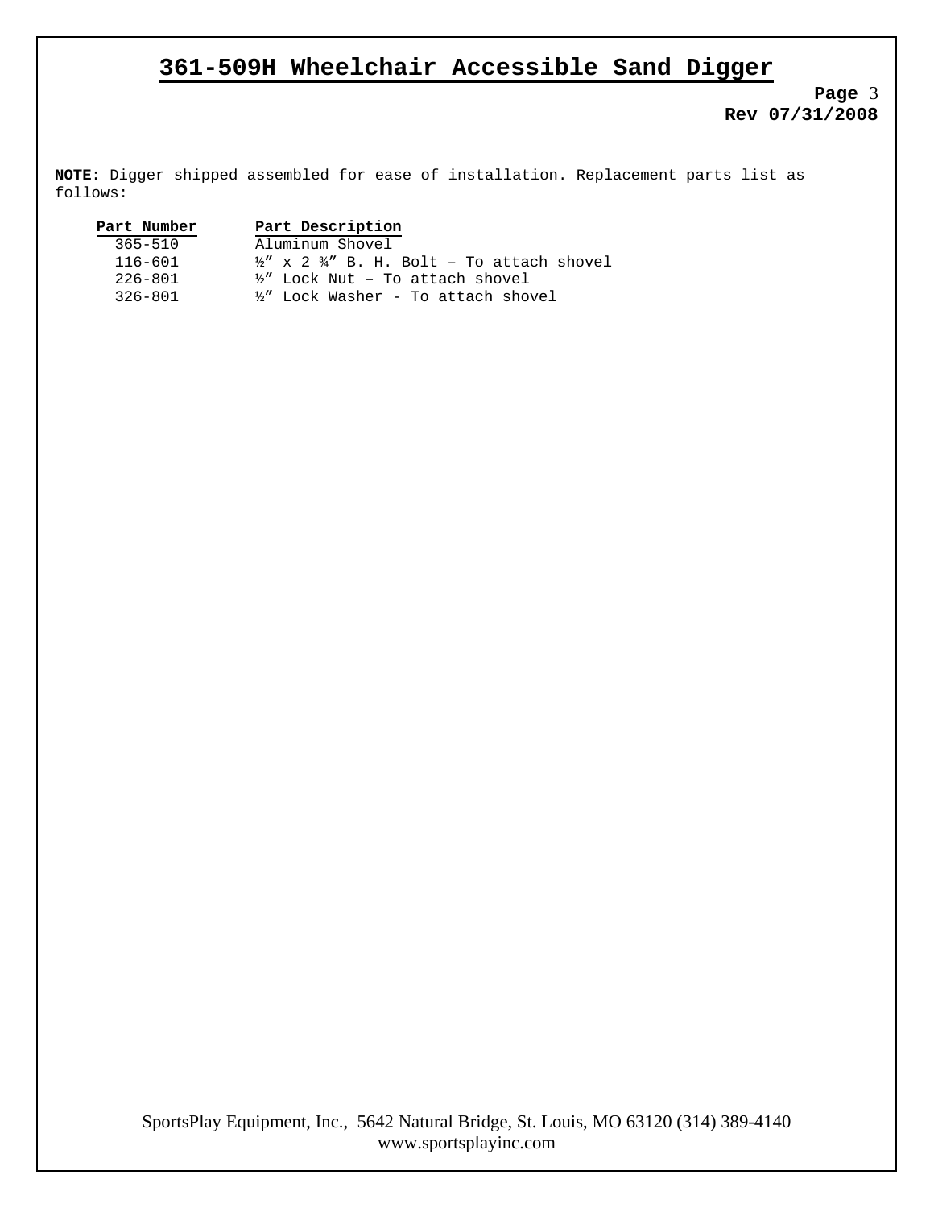# 361-509H Wheelchair Accessible Sand Digger

**Rev 07/31/2008**

**NOTE:** Digger shipped assembled for ease of installation. Replacement parts list as follows:

| Part Number | Part Description |
|---|---|
| 365-510 | Aluminum Shovel |
| 116-601 | ½″ x 2 ¾″ B. H. Bolt – To attach shovel |
| 226-801 | ½″ Lock Nut – To attach shovel |
| 326-801 | ½″ Lock Washer - To attach shovel |

SportsPlay Equipment, Inc., 5642 Natural Bridge, St. Louis, MO 63120 (314) 389-4140
www.sportsplayinc.com